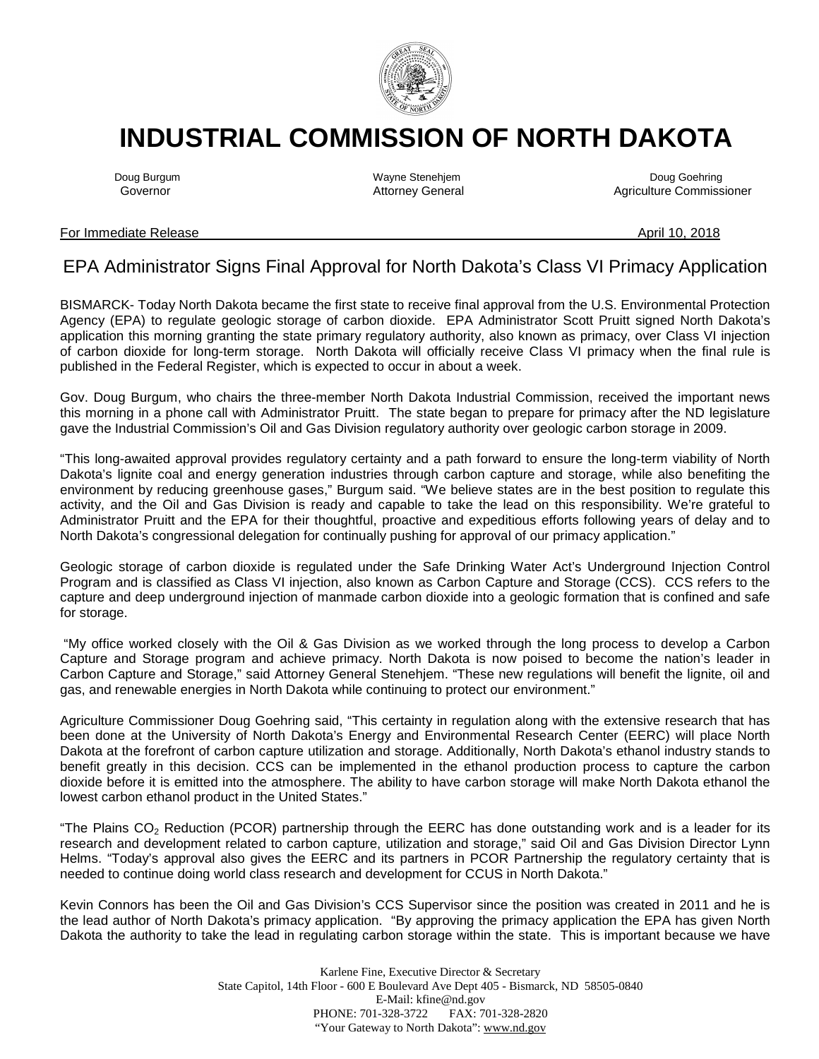# INDUSTRIAL COMMISSION OF NORTH DAKOTA

| Doug Burgum | Wayne Stenehjem | Doug Goehring |
|---|---|---|
| Governor | Attorney General | Agriculture Commissioner |

For Immediate Release April 10, 2018

## EPA Administrator Signs Final Approval for North Dakota's Class VI Primacy Application

BISMARCK- Today North Dakota became the first state to receive final approval from the U.S. Environmental Protection Agency (EPA) to regulate geologic storage of carbon dioxide. EPA Administrator Scott Pruitt signed North Dakota's application this morning granting the state primary regulatory authority, also known as primacy, over Class VI injection of carbon dioxide for long-term storage. North Dakota will officially receive Class VI primacy when the final rule is published in the Federal Register, which is expected to occur in about a week.

Gov. Doug Burgum, who chairs the three-member North Dakota Industrial Commission, received the important news this morning in a phone call with Administrator Pruitt. The state began to prepare for primacy after the ND legislature gave the Industrial Commission's Oil and Gas Division regulatory authority over geologic carbon storage in 2009.

"This long-awaited approval provides regulatory certainty and a path forward to ensure the long-term viability of North Dakota's lignite coal and energy generation industries through carbon capture and storage, while also benefiting the environment by reducing greenhouse gases," Burgum said. "We believe states are in the best position to regulate this activity, and the Oil and Gas Division is ready and capable to take the lead on this responsibility. We're grateful to Administrator Pruitt and the EPA for their thoughtful, proactive and expeditious efforts following years of delay and to North Dakota's congressional delegation for continually pushing for approval of our primacy application."

Geologic storage of carbon dioxide is regulated under the Safe Drinking Water Act's Underground Injection Control Program and is classified as Class VI injection, also known as Carbon Capture and Storage (CCS). CCS refers to the capture and deep underground injection of manmade carbon dioxide into a geologic formation that is confined and safe for storage.

"My office worked closely with the Oil & Gas Division as we worked through the long process to develop a Carbon Capture and Storage program and achieve primacy. North Dakota is now poised to become the nation's leader in Carbon Capture and Storage," said Attorney General Stenehjem. "These new regulations will benefit the lignite, oil and gas, and renewable energies in North Dakota while continuing to protect our environment."

Agriculture Commissioner Doug Goehring said, "This certainty in regulation along with the extensive research that has been done at the University of North Dakota's Energy and Environmental Research Center (EERC) will place North Dakota at the forefront of carbon capture utilization and storage. Additionally, North Dakota's ethanol industry stands to benefit greatly in this decision. CCS can be implemented in the ethanol production process to capture the carbon dioxide before it is emitted into the atmosphere. The ability to have carbon storage will make North Dakota ethanol the lowest carbon ethanol product in the United States."

"The Plains $CO_2$ Reduction (PCOR) partnership through the EERC has done outstanding work and is a leader for its research and development related to carbon capture, utilization and storage," said Oil and Gas Division Director Lynn Helms. "Today's approval also gives the EERC and its partners in PCOR Partnership the regulatory certainty that is needed to continue doing world class research and development for CCUS in North Dakota."

Kevin Connors has been the Oil and Gas Division's CCS Supervisor since the position was created in 2011 and he is the lead author of North Dakota's primacy application. "By approving the primacy application the EPA has given North Dakota the authority to take the lead in regulating carbon storage within the state. This is important because we have

Karlene Fine, Executive Director & Secretary
State Capitol, 14th Floor - 600 E Boulevard Ave Dept 405 - Bismarck, ND 58505-0840
E-Mail: kfine@nd.gov
PHONE: 701-328-3722 FAX: 701-328-2820
"Your Gateway to North Dakota": www.nd.gov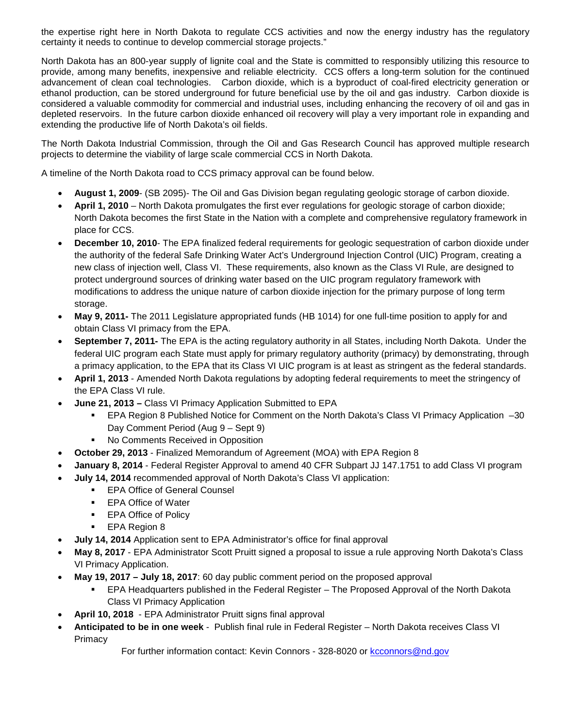the expertise right here in North Dakota to regulate CCS activities and now the energy industry has the regulatory certainty it needs to continue to develop commercial storage projects."

North Dakota has an 800-year supply of lignite coal and the State is committed to responsibly utilizing this resource to provide, among many benefits, inexpensive and reliable electricity. CCS offers a long-term solution for the continued advancement of clean coal technologies. Carbon dioxide, which is a byproduct of coal-fired electricity generation or ethanol production, can be stored underground for future beneficial use by the oil and gas industry. Carbon dioxide is considered a valuable commodity for commercial and industrial uses, including enhancing the recovery of oil and gas in depleted reservoirs. In the future carbon dioxide enhanced oil recovery will play a very important role in expanding and extending the productive life of North Dakota's oil fields.

The North Dakota Industrial Commission, through the Oil and Gas Research Council has approved multiple research projects to determine the viability of large scale commercial CCS in North Dakota.

A timeline of the North Dakota road to CCS primacy approval can be found below.

- **August 1, 2009**- (SB 2095)- The Oil and Gas Division began regulating geologic storage of carbon dioxide.
- **April 1, 2010** – North Dakota promulgates the first ever regulations for geologic storage of carbon dioxide; North Dakota becomes the first State in the Nation with a complete and comprehensive regulatory framework in place for CCS.
- **December 10, 2010**- The EPA finalized federal requirements for geologic sequestration of carbon dioxide under the authority of the federal Safe Drinking Water Act's Underground Injection Control (UIC) Program, creating a new class of injection well, Class VI. These requirements, also known as the Class VI Rule, are designed to protect underground sources of drinking water based on the UIC program regulatory framework with modifications to address the unique nature of carbon dioxide injection for the primary purpose of long term storage.
- **May 9, 2011-** The 2011 Legislature appropriated funds (HB 1014) for one full-time position to apply for and obtain Class VI primacy from the EPA.
- **September 7, 2011-** The EPA is the acting regulatory authority in all States, including North Dakota. Under the federal UIC program each State must apply for primary regulatory authority (primacy) by demonstrating, through a primacy application, to the EPA that its Class VI UIC program is at least as stringent as the federal standards.
- **April 1, 2013** - Amended North Dakota regulations by adopting federal requirements to meet the stringency of the EPA Class VI rule.
- **June 21, 2013 –** Class VI Primacy Application Submitted to EPA
  - EPA Region 8 Published Notice for Comment on the North Dakota's Class VI Primacy Application –30 Day Comment Period (Aug 9 – Sept 9)
  - No Comments Received in Opposition
- **October 29, 2013** - Finalized Memorandum of Agreement (MOA) with EPA Region 8
- **January 8, 2014** - Federal Register Approval to amend 40 CFR Subpart JJ 147.1751 to add Class VI program
- **July 14, 2014** recommended approval of North Dakota's Class VI application:
  - EPA Office of General Counsel
  - EPA Office of Water
  - EPA Office of Policy
  - EPA Region 8
- **July 14, 2014** Application sent to EPA Administrator's office for final approval
- **May 8, 2017** - EPA Administrator Scott Pruitt signed a proposal to issue a rule approving North Dakota's Class VI Primacy Application.
- **May 19, 2017 – July 18, 2017**: 60 day public comment period on the proposed approval
  - EPA Headquarters published in the Federal Register – The Proposed Approval of the North Dakota Class VI Primacy Application
- **April 10, 2018** - EPA Administrator Pruitt signs final approval
- **Anticipated to be in one week** - Publish final rule in Federal Register – North Dakota receives Class VI Primacy

For further information contact: Kevin Connors - 328-8020 or kcconnors@nd.gov